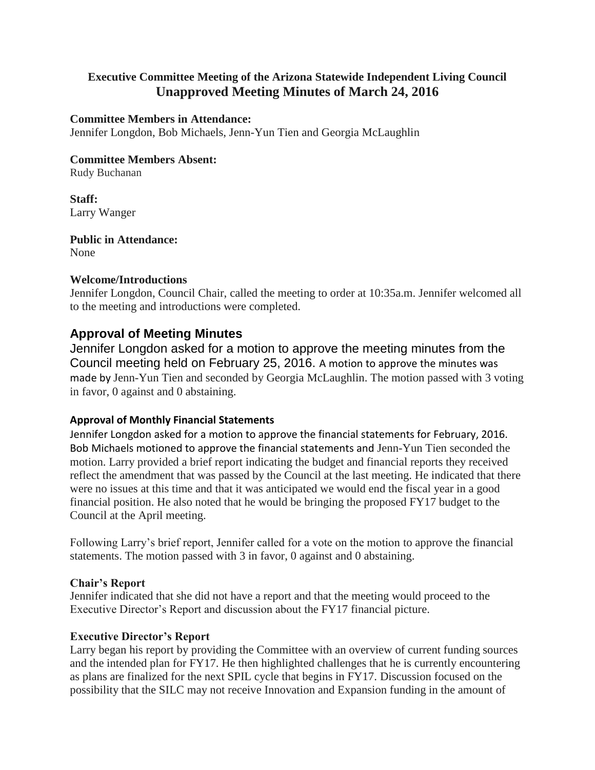# Executive Committee Meeting of the Arizona Statewide Independent Living Council

## Unapproved Meeting Minutes of March 24, 2016

**Committee Members in Attendance:**
Jennifer Longdon, Bob Michaels, Jenn-Yun Tien and Georgia McLaughlin

**Committee Members Absent:**
Rudy Buchanan

**Staff:**
Larry Wanger

**Public in Attendance:**
None

**Welcome/Introductions**
Jennifer Longdon, Council Chair, called the meeting to order at 10:35a.m. Jennifer welcomed all to the meeting and introductions were completed.

## Approval of Meeting Minutes

Jennifer Longdon asked for a motion to approve the meeting minutes from the Council meeting held on February 25, 2016. A motion to approve the minutes was made by Jenn-Yun Tien and seconded by Georgia McLaughlin. The motion passed with 3 voting in favor, 0 against and 0 abstaining.

**Approval of Monthly Financial Statements**

Jennifer Longdon asked for a motion to approve the financial statements for February, 2016. Bob Michaels motioned to approve the financial statements and Jenn-Yun Tien seconded the motion. Larry provided a brief report indicating the budget and financial reports they received reflect the amendment that was passed by the Council at the last meeting. He indicated that there were no issues at this time and that it was anticipated we would end the fiscal year in a good financial position. He also noted that he would be bringing the proposed FY17 budget to the Council at the April meeting.

Following Larry's brief report, Jennifer called for a vote on the motion to approve the financial statements. The motion passed with 3 in favor, 0 against and 0 abstaining.

**Chair's Report**
Jennifer indicated that she did not have a report and that the meeting would proceed to the Executive Director's Report and discussion about the FY17 financial picture.

**Executive Director's Report**
Larry began his report by providing the Committee with an overview of current funding sources and the intended plan for FY17. He then highlighted challenges that he is currently encountering as plans are finalized for the next SPIL cycle that begins in FY17. Discussion focused on the possibility that the SILC may not receive Innovation and Expansion funding in the amount of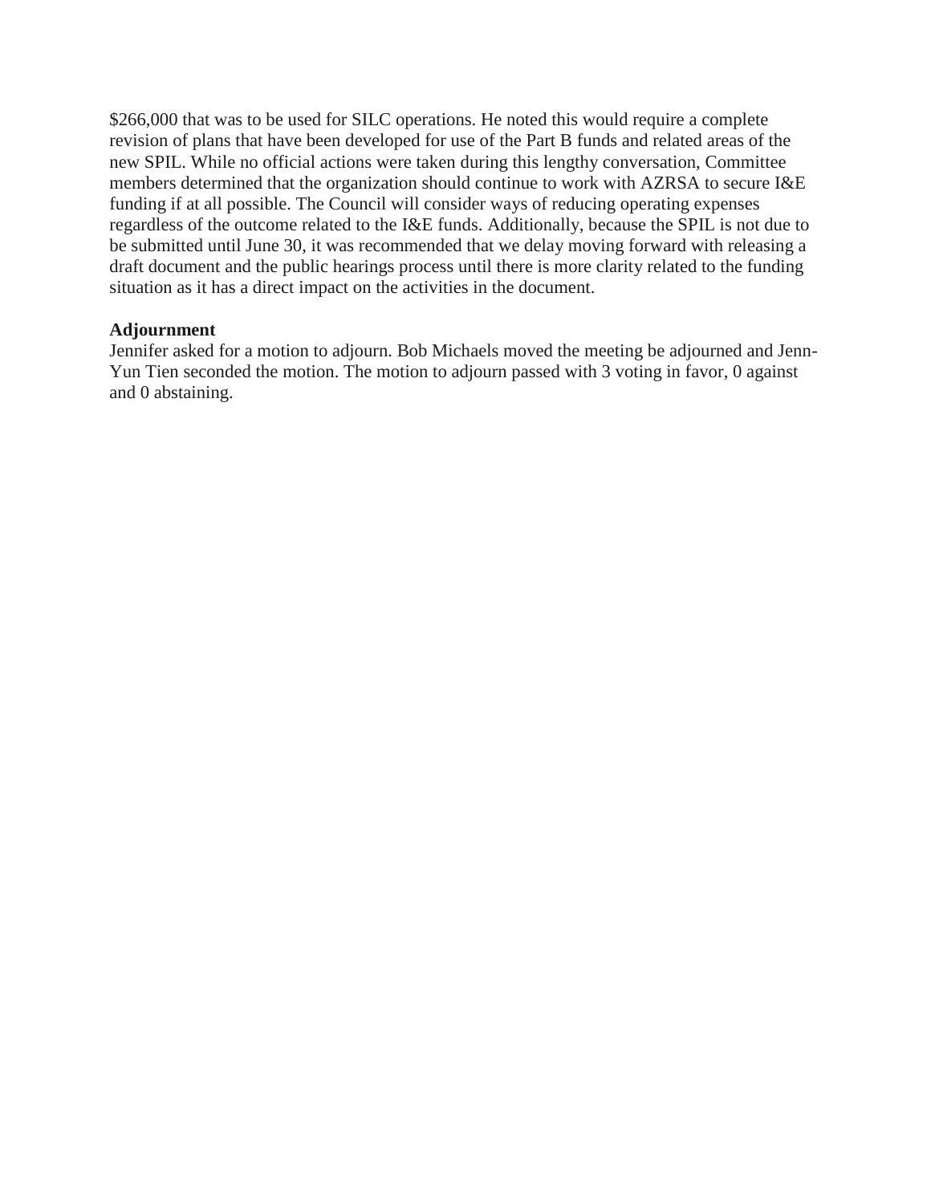$266,000 that was to be used for SILC operations. He noted this would require a complete revision of plans that have been developed for use of the Part B funds and related areas of the new SPIL. While no official actions were taken during this lengthy conversation, Committee members determined that the organization should continue to work with AZRSA to secure I&E funding if at all possible. The Council will consider ways of reducing operating expenses regardless of the outcome related to the I&E funds. Additionally, because the SPIL is not due to be submitted until June 30, it was recommended that we delay moving forward with releasing a draft document and the public hearings process until there is more clarity related to the funding situation as it has a direct impact on the activities in the document.

**Adjournment**

Jennifer asked for a motion to adjourn. Bob Michaels moved the meeting be adjourned and Jenn-Yun Tien seconded the motion. The motion to adjourn passed with 3 voting in favor, 0 against and 0 abstaining.